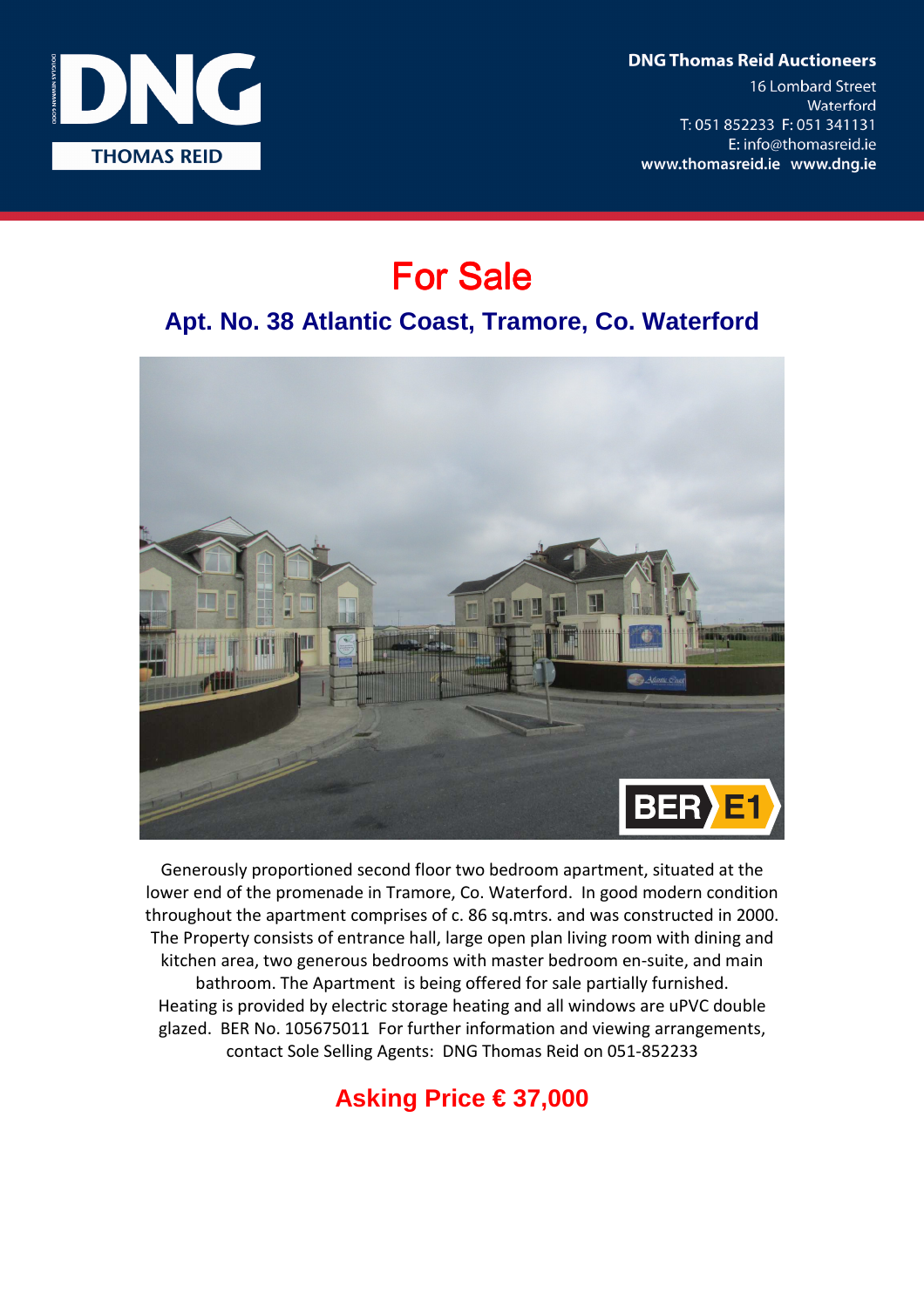DNG THOMAS REID

**DNG Thomas Reid Auctioneers**
16 Lombard Street
Waterford
T: 051 852233 F: 051 341131
E: info@thomasreid.ie
**www.thomasreid.ie www.dng.ie**

# For Sale

## Apt. No. 38 Atlantic Coast, Tramore, Co. Waterford

BER E1

Generously proportioned second floor two bedroom apartment, situated at the lower end of the promenade in Tramore, Co. Waterford. In good modern condition throughout the apartment comprises of c. 86 sq.mtrs. and was constructed in 2000. The Property consists of entrance hall, large open plan living room with dining and kitchen area, two generous bedrooms with master bedroom en-suite, and main bathroom. The Apartment is being offered for sale partially furnished. Heating is provided by electric storage heating and all windows are uPVC double glazed. BER No. 105675011 For further information and viewing arrangements, contact Sole Selling Agents: DNG Thomas Reid on 051-852233

## Asking Price € 37,000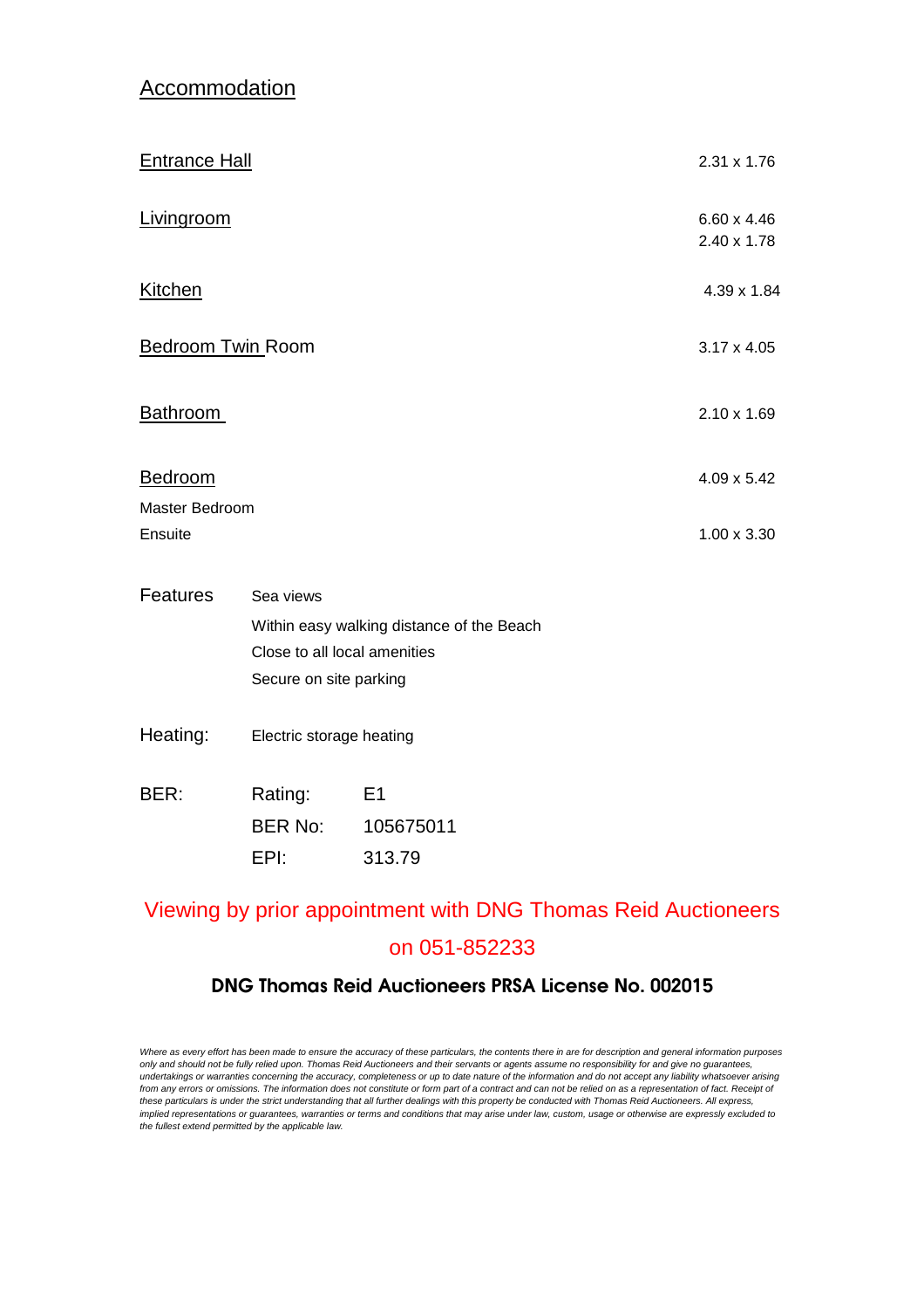## Accommodation

| | |
|---|---|
| Entrance Hall | 2.31 x 1.76 |
| Livingroom | 6.60 x 4.46<br>2.40 x 1.78 |
| Kitchen | 4.39 x 1.84 |
| Bedroom Twin Room | 3.17 x 4.05 |
| Bathroom | 2.10 x 1.69 |
| Bedroom<br>Master Bedroom | 4.09 x 5.42 |
| Ensuite | 1.00 x 3.30 |

**Features**

- Sea views
- Within easy walking distance of the Beach
- Close to all local amenities
- Secure on site parking

**Heating:** Electric storage heating

**BER:**

| | |
|---|---|
| Rating: | E1 |
| BER No: | 105675011 |
| EPI: | 313.79 |

Viewing by prior appointment with DNG Thomas Reid Auctioneers on 051-852233

**DNG Thomas Reid Auctioneers PRSA License No. 002015**

*Where as every effort has been made to ensure the accuracy of these particulars, the contents there in are for description and general information purposes only and should not be fully relied upon. Thomas Reid Auctioneers and their servants or agents assume no responsibility for and give no guarantees, undertakings or warranties concerning the accuracy, completeness or up to date nature of the information and do not accept any liability whatsoever arising from any errors or omissions. The information does not constitute or form part of a contract and can not be relied on as a representation of fact. Receipt of these particulars is under the strict understanding that all further dealings with this property be conducted with Thomas Reid Auctioneers. All express, implied representations or guarantees, warranties or terms and conditions that may arise under law, custom, usage or otherwise are expressly excluded to the fullest extend permitted by the applicable law.*